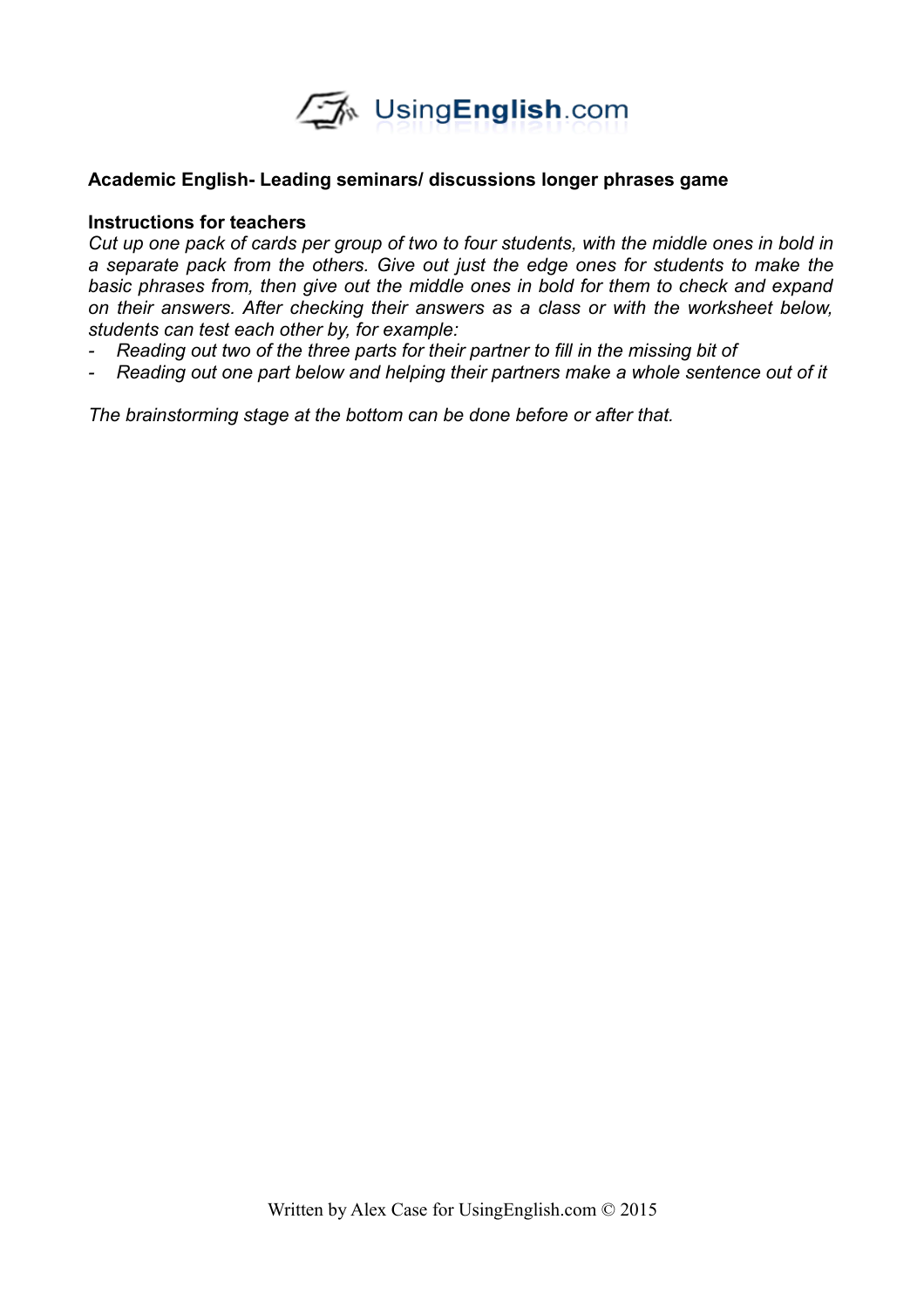**Academic English- Leading seminars/ discussions longer phrases game**

**Instructions for teachers**

*Cut up one pack of cards per group of two to four students, with the middle ones in bold in a separate pack from the others. Give out just the edge ones for students to make the basic phrases from, then give out the middle ones in bold for them to check and expand on their answers. After checking their answers as a class or with the worksheet below, students can test each other by, for example:*

- *Reading out two of the three parts for their partner to fill in the missing bit of*
- *Reading out one part below and helping their partners make a whole sentence out of it*

*The brainstorming stage at the bottom can be done before or after that.*

Written by Alex Case for UsingEnglish.com © 2015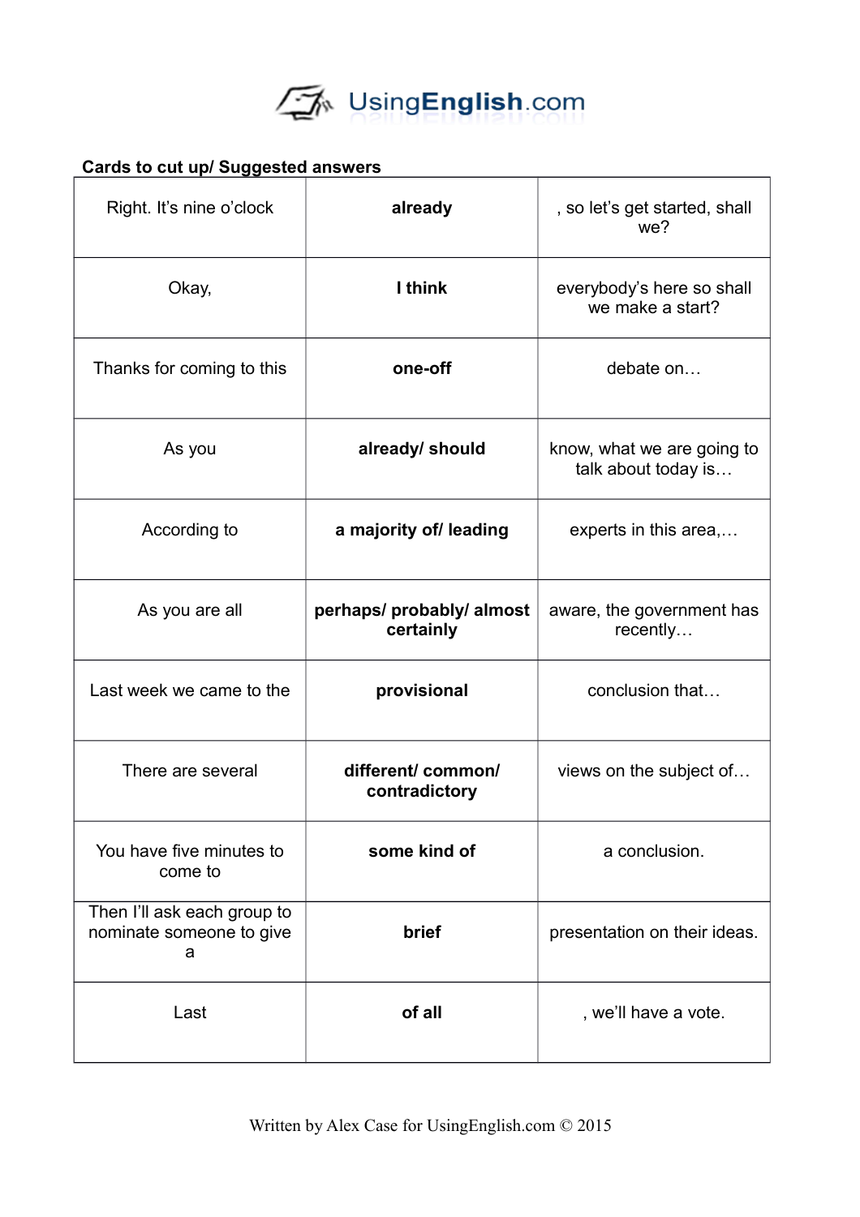**Cards to cut up/ Suggested answers**

| | | |
|---|---|---|
| Right. It's nine o'clock | **already** | , so let's get started, shall we? |
| Okay, | **I think** | everybody's here so shall we make a start? |
| Thanks for coming to this | **one-off** | debate on… |
| As you | **already/ should** | know, what we are going to talk about today is… |
| According to | **a majority of/ leading** | experts in this area,… |
| As you are all | **perhaps/ probably/ almost certainly** | aware, the government has recently… |
| Last week we came to the | **provisional** | conclusion that… |
| There are several | **different/ common/ contradictory** | views on the subject of… |
| You have five minutes to come to | **some kind of** | a conclusion. |
| Then I'll ask each group to nominate someone to give a | **brief** | presentation on their ideas. |
| Last | **of all** | , we'll have a vote. |

Written by Alex Case for UsingEnglish.com © 2015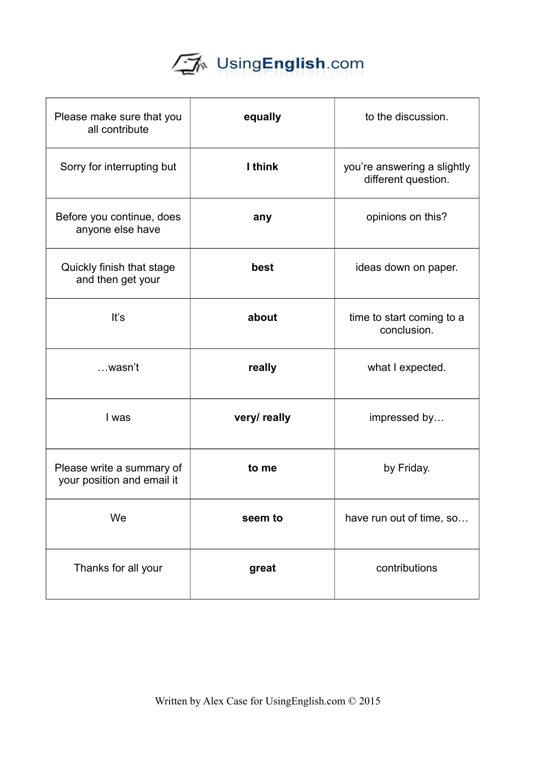| | | |
|---|---|---|
| Please make sure that you all contribute | **equally** | to the discussion. |
| Sorry for interrupting but | **I think** | you're answering a slightly different question. |
| Before you continue, does anyone else have | **any** | opinions on this? |
| Quickly finish that stage and then get your | **best** | ideas down on paper. |
| It's | **about** | time to start coming to a conclusion. |
| …wasn't | **really** | what I expected. |
| I was | **very/ really** | impressed by… |
| Please write a summary of your position and email it | **to me** | by Friday. |
| We | **seem to** | have run out of time, so… |
| Thanks for all your | **great** | contributions |

Written by Alex Case for UsingEnglish.com © 2015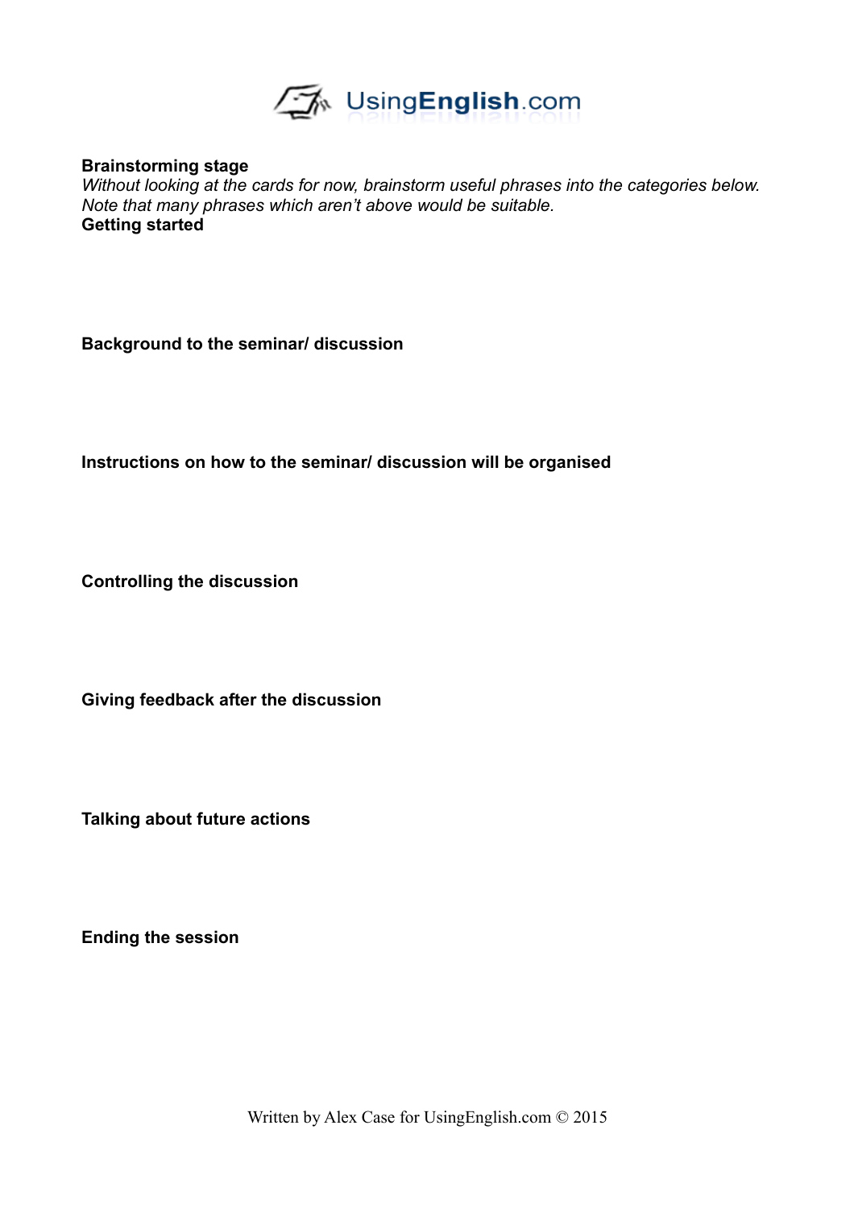**Brainstorming stage**

*Without looking at the cards for now, brainstorm useful phrases into the categories below. Note that many phrases which aren't above would be suitable.*

**Getting started**

**Background to the seminar/ discussion**

**Instructions on how to the seminar/ discussion will be organised**

**Controlling the discussion**

**Giving feedback after the discussion**

**Talking about future actions**

**Ending the session**

Written by Alex Case for UsingEnglish.com © 2015